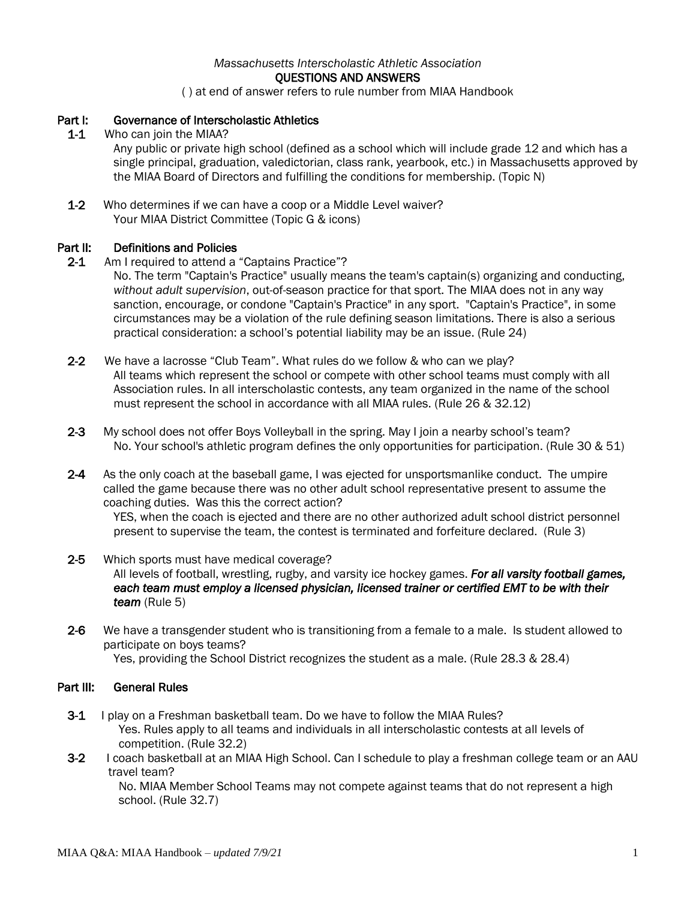*Massachusetts Interscholastic Athletic Association*

**QUESTIONS AND ANSWERS**

( ) at end of answer refers to rule number from MIAA Handbook

## Part I: Governance of Interscholastic Athletics

**1-1** Who can join the MIAA?

Any public or private high school (defined as a school which will include grade 12 and which has a single principal, graduation, valedictorian, class rank, yearbook, etc.) in Massachusetts approved by the MIAA Board of Directors and fulfilling the conditions for membership. (Topic N)

**1-2** Who determines if we can have a coop or a Middle Level waiver?

Your MIAA District Committee (Topic G & icons)

## Part II: Definitions and Policies

**2-1** Am I required to attend a "Captains Practice"?

No. The term "Captain's Practice" usually means the team's captain(s) organizing and conducting, *without adult supervision*, out-of-season practice for that sport. The MIAA does not in any way sanction, encourage, or condone "Captain's Practice" in any sport. "Captain's Practice", in some circumstances may be a violation of the rule defining season limitations. There is also a serious practical consideration: a school's potential liability may be an issue. (Rule 24)

**2-2** We have a lacrosse "Club Team". What rules do we follow & who can we play?

All teams which represent the school or compete with other school teams must comply with all Association rules. In all interscholastic contests, any team organized in the name of the school must represent the school in accordance with all MIAA rules. (Rule 26 & 32.12)

**2-3** My school does not offer Boys Volleyball in the spring. May I join a nearby school's team?

No. Your school's athletic program defines the only opportunities for participation. (Rule 30 & 51)

**2-4** As the only coach at the baseball game, I was ejected for unsportsmanlike conduct. The umpire called the game because there was no other adult school representative present to assume the coaching duties. Was this the correct action?

YES, when the coach is ejected and there are no other authorized adult school district personnel present to supervise the team, the contest is terminated and forfeiture declared. (Rule 3)

**2-5** Which sports must have medical coverage?

All levels of football, wrestling, rugby, and varsity ice hockey games. ***For all varsity football games, each team must employ a licensed physician, licensed trainer or certified EMT to be with their team*** (Rule 5)

**2-6** We have a transgender student who is transitioning from a female to a male. Is student allowed to participate on boys teams?

Yes, providing the School District recognizes the student as a male. (Rule 28.3 & 28.4)

## Part III: General Rules

**3-1** I play on a Freshman basketball team. Do we have to follow the MIAA Rules?

Yes. Rules apply to all teams and individuals in all interscholastic contests at all levels of competition. (Rule 32.2)

**3-2** I coach basketball at an MIAA High School. Can I schedule to play a freshman college team or an AAU travel team?

No. MIAA Member School Teams may not compete against teams that do not represent a high school. (Rule 32.7)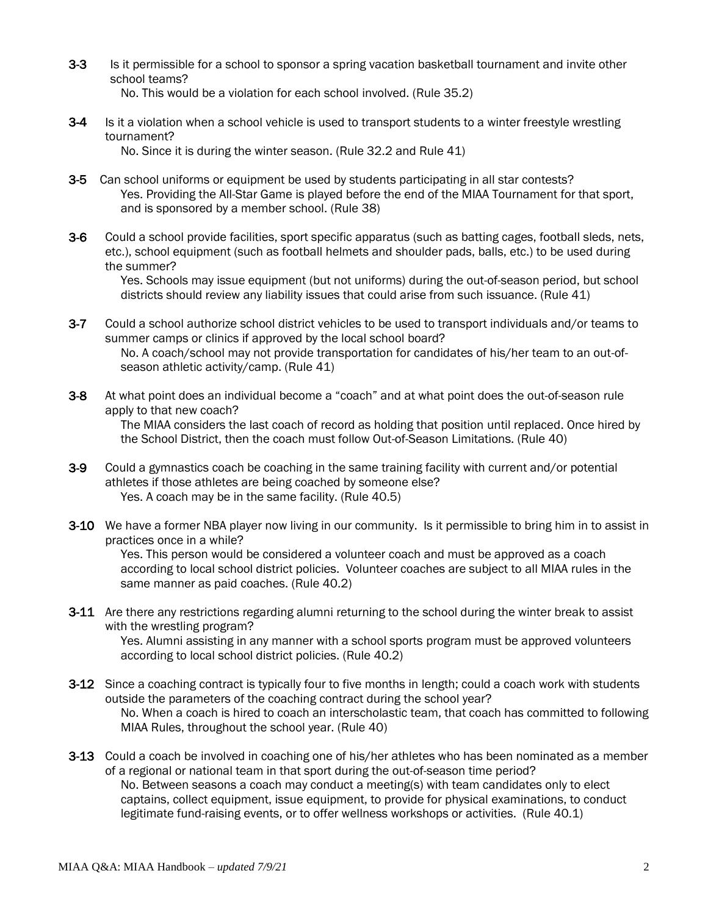**3-3** Is it permissible for a school to sponsor a spring vacation basketball tournament and invite other school teams?

No. This would be a violation for each school involved. (Rule 35.2)

**3-4** Is it a violation when a school vehicle is used to transport students to a winter freestyle wrestling tournament?

No. Since it is during the winter season. (Rule 32.2 and Rule 41)

**3-5** Can school uniforms or equipment be used by students participating in all star contests?

Yes. Providing the All-Star Game is played before the end of the MIAA Tournament for that sport, and is sponsored by a member school. (Rule 38)

**3-6** Could a school provide facilities, sport specific apparatus (such as batting cages, football sleds, nets, etc.), school equipment (such as football helmets and shoulder pads, balls, etc.) to be used during the summer?

Yes. Schools may issue equipment (but not uniforms) during the out-of-season period, but school districts should review any liability issues that could arise from such issuance. (Rule 41)

**3-7** Could a school authorize school district vehicles to be used to transport individuals and/or teams to summer camps or clinics if approved by the local school board?

No. A coach/school may not provide transportation for candidates of his/her team to an out-of-season athletic activity/camp. (Rule 41)

**3-8** At what point does an individual become a "coach" and at what point does the out-of-season rule apply to that new coach?

The MIAA considers the last coach of record as holding that position until replaced. Once hired by the School District, then the coach must follow Out-of-Season Limitations. (Rule 40)

**3-9** Could a gymnastics coach be coaching in the same training facility with current and/or potential athletes if those athletes are being coached by someone else?

Yes. A coach may be in the same facility. (Rule 40.5)

**3-10** We have a former NBA player now living in our community. Is it permissible to bring him in to assist in practices once in a while?

Yes. This person would be considered a volunteer coach and must be approved as a coach according to local school district policies. Volunteer coaches are subject to all MIAA rules in the same manner as paid coaches. (Rule 40.2)

**3-11** Are there any restrictions regarding alumni returning to the school during the winter break to assist with the wrestling program?

Yes. Alumni assisting in any manner with a school sports program must be approved volunteers according to local school district policies. (Rule 40.2)

**3-12** Since a coaching contract is typically four to five months in length; could a coach work with students outside the parameters of the coaching contract during the school year?

No. When a coach is hired to coach an interscholastic team, that coach has committed to following MIAA Rules, throughout the school year. (Rule 40)

**3-13** Could a coach be involved in coaching one of his/her athletes who has been nominated as a member of a regional or national team in that sport during the out-of-season time period?

No. Between seasons a coach may conduct a meeting(s) with team candidates only to elect captains, collect equipment, issue equipment, to provide for physical examinations, to conduct legitimate fund-raising events, or to offer wellness workshops or activities. (Rule 40.1)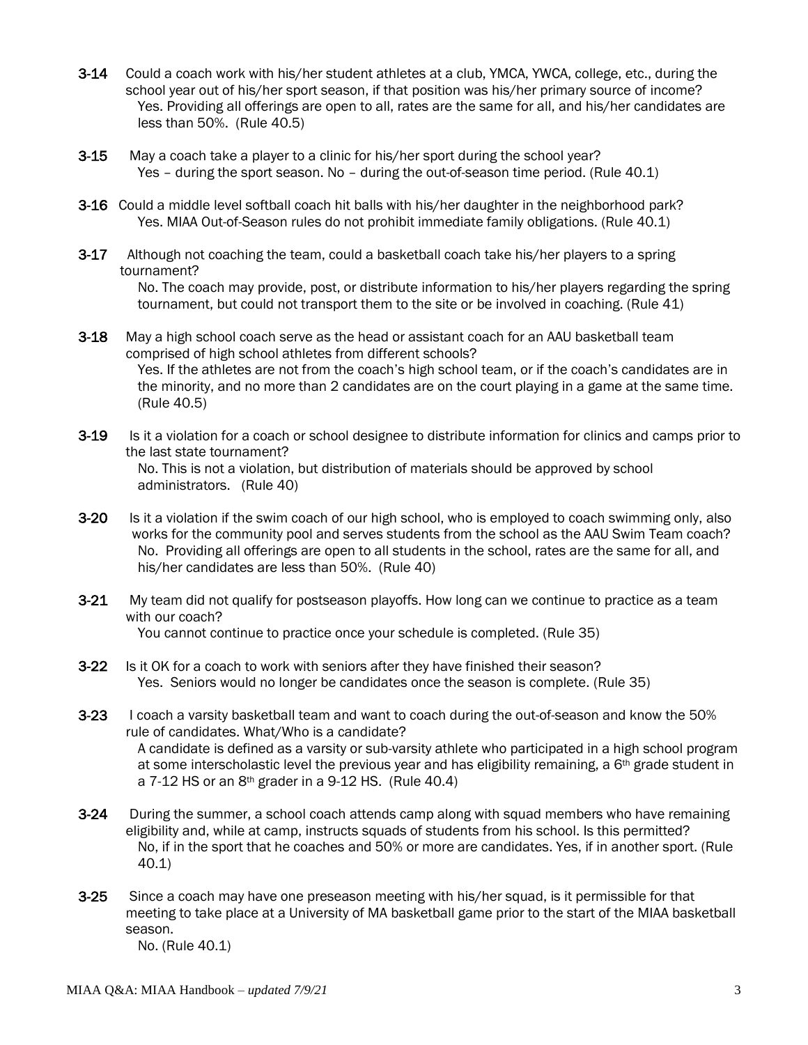**3-14** Could a coach work with his/her student athletes at a club, YMCA, YWCA, college, etc., during the school year out of his/her sport season, if that position was his/her primary source of income?
Yes. Providing all offerings are open to all, rates are the same for all, and his/her candidates are less than 50%. (Rule 40.5)

**3-15** May a coach take a player to a clinic for his/her sport during the school year?
Yes – during the sport season. No – during the out-of-season time period. (Rule 40.1)

**3-16** Could a middle level softball coach hit balls with his/her daughter in the neighborhood park?
Yes. MIAA Out-of-Season rules do not prohibit immediate family obligations. (Rule 40.1)

**3-17** Although not coaching the team, could a basketball coach take his/her players to a spring tournament?
No. The coach may provide, post, or distribute information to his/her players regarding the spring tournament, but could not transport them to the site or be involved in coaching. (Rule 41)

**3-18** May a high school coach serve as the head or assistant coach for an AAU basketball team comprised of high school athletes from different schools?
Yes. If the athletes are not from the coach's high school team, or if the coach's candidates are in the minority, and no more than 2 candidates are on the court playing in a game at the same time. (Rule 40.5)

**3-19** Is it a violation for a coach or school designee to distribute information for clinics and camps prior to the last state tournament?
No. This is not a violation, but distribution of materials should be approved by school administrators. (Rule 40)

**3-20** Is it a violation if the swim coach of our high school, who is employed to coach swimming only, also works for the community pool and serves students from the school as the AAU Swim Team coach?
No. Providing all offerings are open to all students in the school, rates are the same for all, and his/her candidates are less than 50%. (Rule 40)

**3-21** My team did not qualify for postseason playoffs. How long can we continue to practice as a team with our coach?
You cannot continue to practice once your schedule is completed. (Rule 35)

**3-22** Is it OK for a coach to work with seniors after they have finished their season?
Yes. Seniors would no longer be candidates once the season is complete. (Rule 35)

**3-23** I coach a varsity basketball team and want to coach during the out-of-season and know the 50% rule of candidates. What/Who is a candidate?
A candidate is defined as a varsity or sub-varsity athlete who participated in a high school program at some interscholastic level the previous year and has eligibility remaining, a 6th grade student in a 7-12 HS or an 8th grader in a 9-12 HS. (Rule 40.4)

**3-24** During the summer, a school coach attends camp along with squad members who have remaining eligibility and, while at camp, instructs squads of students from his school. Is this permitted?
No, if in the sport that he coaches and 50% or more are candidates. Yes, if in another sport. (Rule 40.1)

**3-25** Since a coach may have one preseason meeting with his/her squad, is it permissible for that meeting to take place at a University of MA basketball game prior to the start of the MIAA basketball season.
No. (Rule 40.1)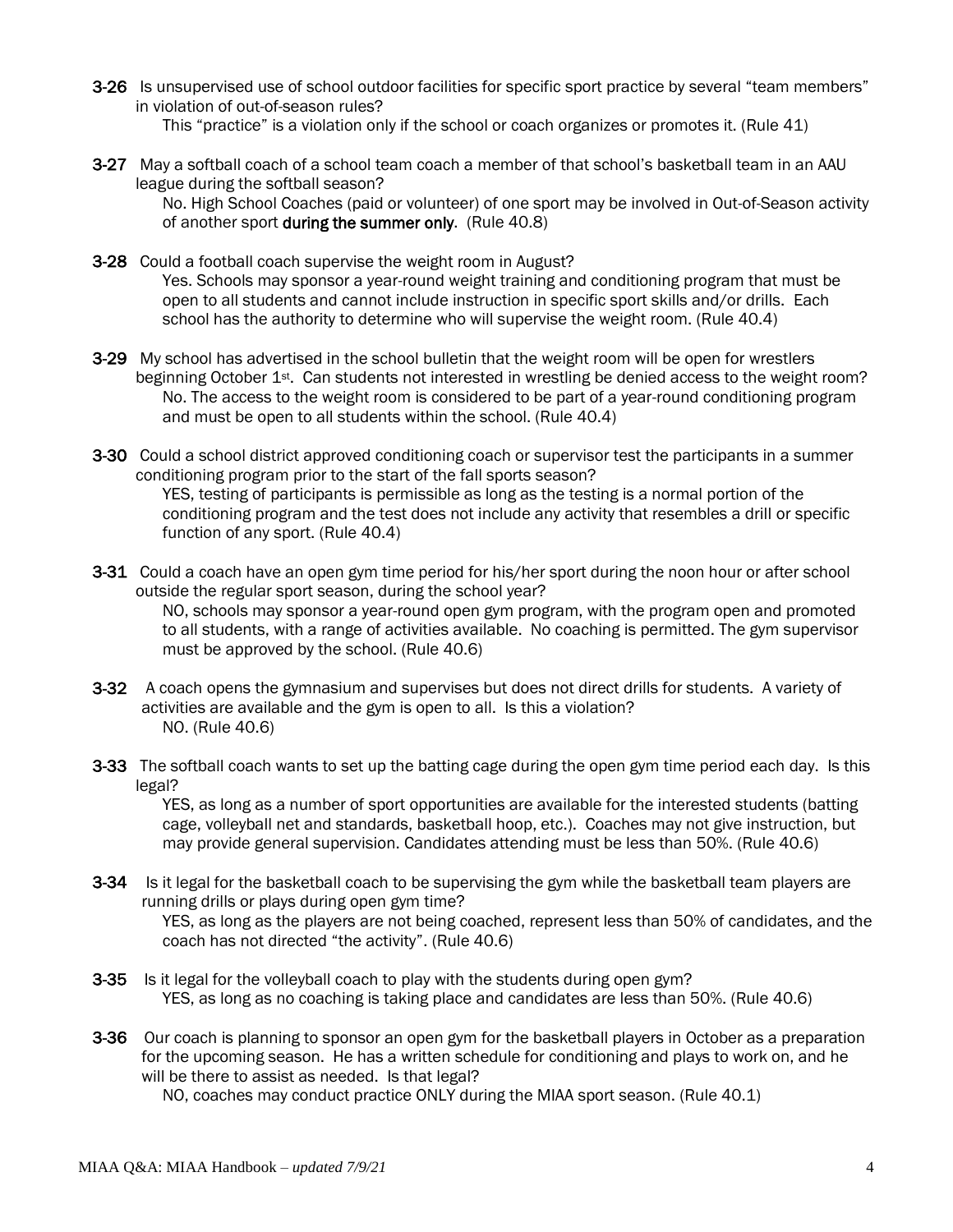**3-26** Is unsupervised use of school outdoor facilities for specific sport practice by several "team members" in violation of out-of-season rules?

This "practice" is a violation only if the school or coach organizes or promotes it. (Rule 41)

**3-27** May a softball coach of a school team coach a member of that school's basketball team in an AAU league during the softball season?

No. High School Coaches (paid or volunteer) of one sport may be involved in Out-of-Season activity of another sport **during the summer only**. (Rule 40.8)

**3-28** Could a football coach supervise the weight room in August?

Yes. Schools may sponsor a year-round weight training and conditioning program that must be open to all students and cannot include instruction in specific sport skills and/or drills. Each school has the authority to determine who will supervise the weight room. (Rule 40.4)

**3-29** My school has advertised in the school bulletin that the weight room will be open for wrestlers beginning October 1st. Can students not interested in wrestling be denied access to the weight room?

No. The access to the weight room is considered to be part of a year-round conditioning program and must be open to all students within the school. (Rule 40.4)

**3-30** Could a school district approved conditioning coach or supervisor test the participants in a summer conditioning program prior to the start of the fall sports season?

YES, testing of participants is permissible as long as the testing is a normal portion of the conditioning program and the test does not include any activity that resembles a drill or specific function of any sport. (Rule 40.4)

**3-31** Could a coach have an open gym time period for his/her sport during the noon hour or after school outside the regular sport season, during the school year?

NO, schools may sponsor a year-round open gym program, with the program open and promoted to all students, with a range of activities available. No coaching is permitted. The gym supervisor must be approved by the school. (Rule 40.6)

**3-32** A coach opens the gymnasium and supervises but does not direct drills for students. A variety of activities are available and the gym is open to all. Is this a violation?

NO. (Rule 40.6)

**3-33** The softball coach wants to set up the batting cage during the open gym time period each day. Is this legal?

YES, as long as a number of sport opportunities are available for the interested students (batting cage, volleyball net and standards, basketball hoop, etc.). Coaches may not give instruction, but may provide general supervision. Candidates attending must be less than 50%. (Rule 40.6)

**3-34** Is it legal for the basketball coach to be supervising the gym while the basketball team players are running drills or plays during open gym time?

YES, as long as the players are not being coached, represent less than 50% of candidates, and the coach has not directed "the activity". (Rule 40.6)

**3-35** Is it legal for the volleyball coach to play with the students during open gym?

YES, as long as no coaching is taking place and candidates are less than 50%. (Rule 40.6)

**3-36** Our coach is planning to sponsor an open gym for the basketball players in October as a preparation for the upcoming season. He has a written schedule for conditioning and plays to work on, and he will be there to assist as needed. Is that legal?

NO, coaches may conduct practice ONLY during the MIAA sport season. (Rule 40.1)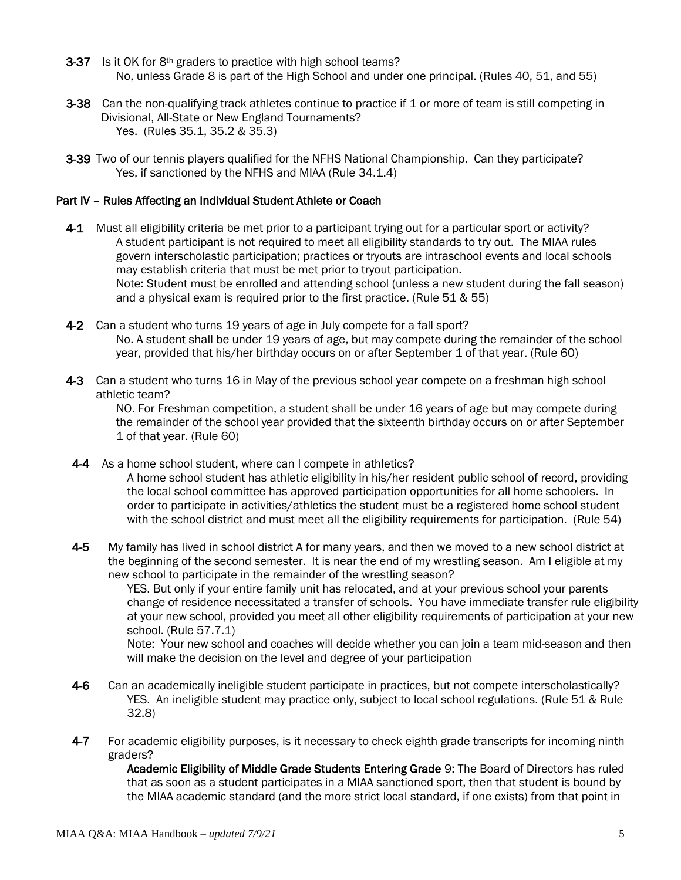**3-37** Is it OK for 8th graders to practice with high school teams?

No, unless Grade 8 is part of the High School and under one principal. (Rules 40, 51, and 55)

**3-38** Can the non-qualifying track athletes continue to practice if 1 or more of team is still competing in Divisional, All-State or New England Tournaments?

Yes. (Rules 35.1, 35.2 & 35.3)

**3-39** Two of our tennis players qualified for the NFHS National Championship. Can they participate?

Yes, if sanctioned by the NFHS and MIAA (Rule 34.1.4)

## Part IV – Rules Affecting an Individual Student Athlete or Coach

**4-1** Must all eligibility criteria be met prior to a participant trying out for a particular sport or activity?

A student participant is not required to meet all eligibility standards to try out. The MIAA rules govern interscholastic participation; practices or tryouts are intraschool events and local schools may establish criteria that must be met prior to tryout participation.
Note: Student must be enrolled and attending school (unless a new student during the fall season) and a physical exam is required prior to the first practice. (Rule 51 & 55)

**4-2** Can a student who turns 19 years of age in July compete for a fall sport?

No. A student shall be under 19 years of age, but may compete during the remainder of the school year, provided that his/her birthday occurs on or after September 1 of that year. (Rule 60)

**4-3** Can a student who turns 16 in May of the previous school year compete on a freshman high school athletic team?

NO. For Freshman competition, a student shall be under 16 years of age but may compete during the remainder of the school year provided that the sixteenth birthday occurs on or after September 1 of that year. (Rule 60)

**4-4** As a home school student, where can I compete in athletics?

A home school student has athletic eligibility in his/her resident public school of record, providing the local school committee has approved participation opportunities for all home schoolers. In order to participate in activities/athletics the student must be a registered home school student with the school district and must meet all the eligibility requirements for participation. (Rule 54)

**4-5** My family has lived in school district A for many years, and then we moved to a new school district at the beginning of the second semester. It is near the end of my wrestling season. Am I eligible at my new school to participate in the remainder of the wrestling season?

YES. But only if your entire family unit has relocated, and at your previous school your parents change of residence necessitated a transfer of schools. You have immediate transfer rule eligibility at your new school, provided you meet all other eligibility requirements of participation at your new school. (Rule 57.7.1)

Note: Your new school and coaches will decide whether you can join a team mid-season and then will make the decision on the level and degree of your participation

**4-6** Can an academically ineligible student participate in practices, but not compete interscholastically?

YES. An ineligible student may practice only, subject to local school regulations. (Rule 51 & Rule 32.8)

**4-7** For academic eligibility purposes, is it necessary to check eighth grade transcripts for incoming ninth graders?

**Academic Eligibility of Middle Grade Students Entering Grade** 9: The Board of Directors has ruled that as soon as a student participates in a MIAA sanctioned sport, then that student is bound by the MIAA academic standard (and the more strict local standard, if one exists) from that point in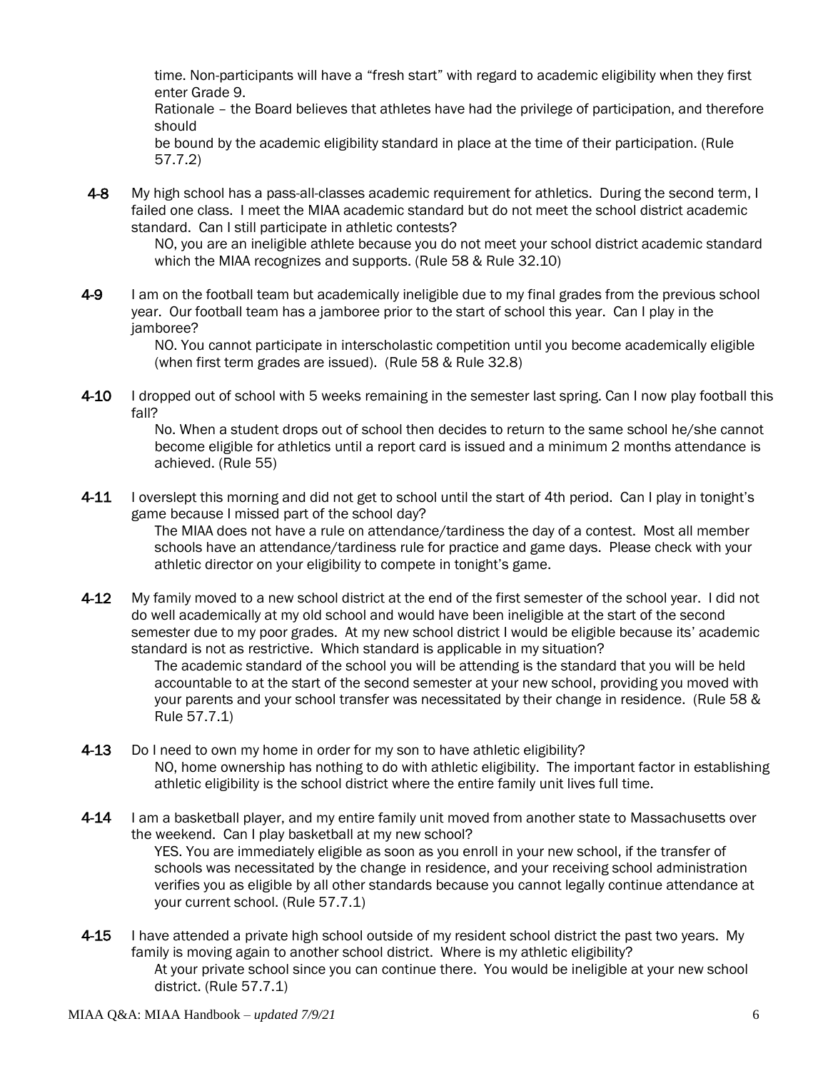time. Non-participants will have a "fresh start" with regard to academic eligibility when they first enter Grade 9.

Rationale – the Board believes that athletes have had the privilege of participation, and therefore should

be bound by the academic eligibility standard in place at the time of their participation. (Rule 57.7.2)

**4-8** My high school has a pass-all-classes academic requirement for athletics. During the second term, I failed one class. I meet the MIAA academic standard but do not meet the school district academic standard. Can I still participate in athletic contests?

NO, you are an ineligible athlete because you do not meet your school district academic standard which the MIAA recognizes and supports. (Rule 58 & Rule 32.10)

**4-9** I am on the football team but academically ineligible due to my final grades from the previous school year. Our football team has a jamboree prior to the start of school this year. Can I play in the jamboree?

NO. You cannot participate in interscholastic competition until you become academically eligible (when first term grades are issued). (Rule 58 & Rule 32.8)

**4-10** I dropped out of school with 5 weeks remaining in the semester last spring. Can I now play football this fall?

No. When a student drops out of school then decides to return to the same school he/she cannot become eligible for athletics until a report card is issued and a minimum 2 months attendance is achieved. (Rule 55)

**4-11** I overslept this morning and did not get to school until the start of 4th period. Can I play in tonight's game because I missed part of the school day?

The MIAA does not have a rule on attendance/tardiness the day of a contest. Most all member schools have an attendance/tardiness rule for practice and game days. Please check with your athletic director on your eligibility to compete in tonight's game.

**4-12** My family moved to a new school district at the end of the first semester of the school year. I did not do well academically at my old school and would have been ineligible at the start of the second semester due to my poor grades. At my new school district I would be eligible because its' academic standard is not as restrictive. Which standard is applicable in my situation?

The academic standard of the school you will be attending is the standard that you will be held accountable to at the start of the second semester at your new school, providing you moved with your parents and your school transfer was necessitated by their change in residence. (Rule 58 & Rule 57.7.1)

**4-13** Do I need to own my home in order for my son to have athletic eligibility?

NO, home ownership has nothing to do with athletic eligibility. The important factor in establishing athletic eligibility is the school district where the entire family unit lives full time.

**4-14** I am a basketball player, and my entire family unit moved from another state to Massachusetts over the weekend. Can I play basketball at my new school?

YES. You are immediately eligible as soon as you enroll in your new school, if the transfer of schools was necessitated by the change in residence, and your receiving school administration verifies you as eligible by all other standards because you cannot legally continue attendance at your current school. (Rule 57.7.1)

**4-15** I have attended a private high school outside of my resident school district the past two years. My family is moving again to another school district. Where is my athletic eligibility?

At your private school since you can continue there. You would be ineligible at your new school district. (Rule 57.7.1)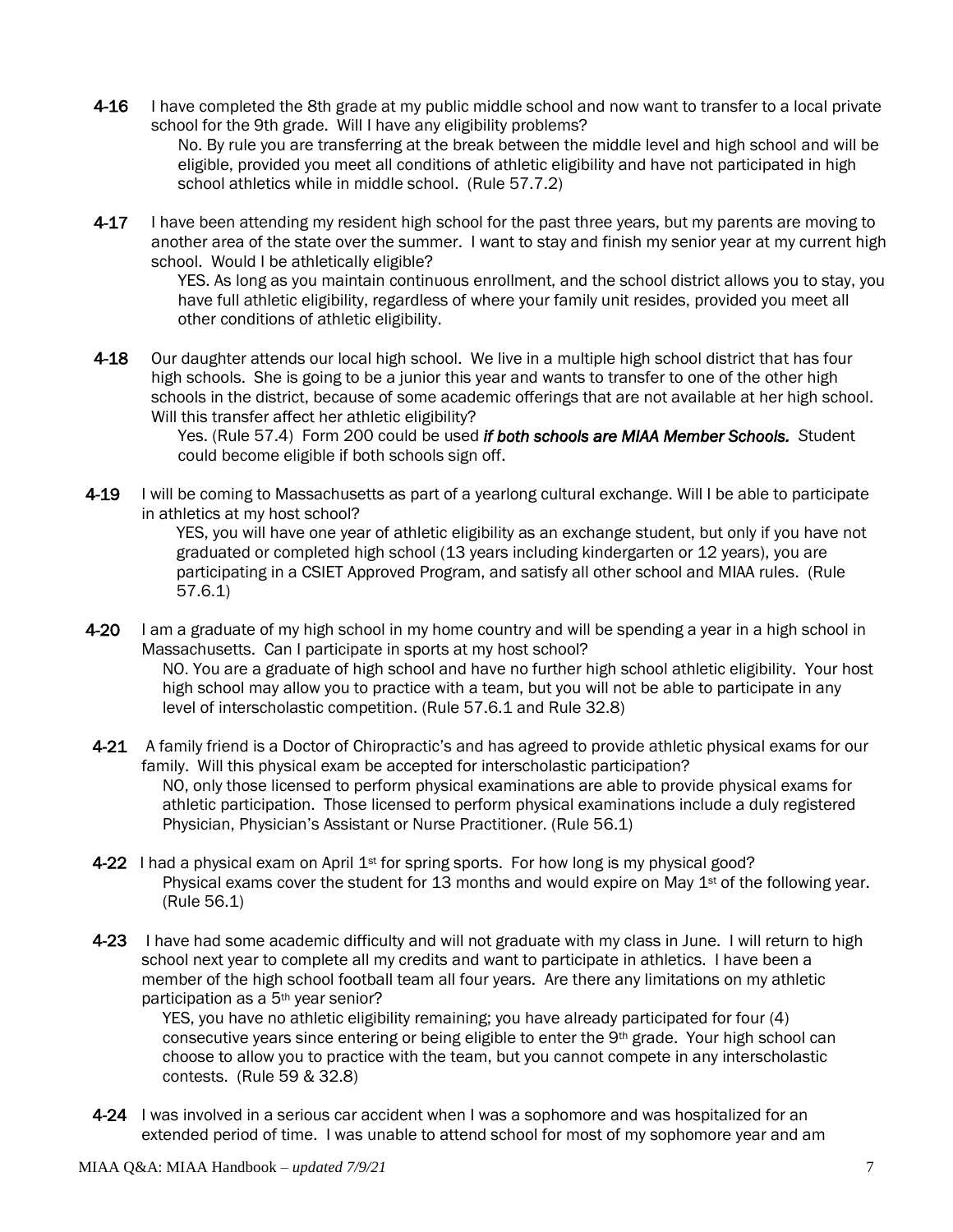**4-16** I have completed the 8th grade at my public middle school and now want to transfer to a local private school for the 9th grade. Will I have any eligibility problems?

No. By rule you are transferring at the break between the middle level and high school and will be eligible, provided you meet all conditions of athletic eligibility and have not participated in high school athletics while in middle school. (Rule 57.7.2)

**4-17** I have been attending my resident high school for the past three years, but my parents are moving to another area of the state over the summer. I want to stay and finish my senior year at my current high school. Would I be athletically eligible?

YES. As long as you maintain continuous enrollment, and the school district allows you to stay, you have full athletic eligibility, regardless of where your family unit resides, provided you meet all other conditions of athletic eligibility.

**4-18** Our daughter attends our local high school. We live in a multiple high school district that has four high schools. She is going to be a junior this year and wants to transfer to one of the other high schools in the district, because of some academic offerings that are not available at her high school. Will this transfer affect her athletic eligibility?

Yes. (Rule 57.4) Form 200 could be used ***if both schools are MIAA Member Schools.*** Student could become eligible if both schools sign off.

**4-19** I will be coming to Massachusetts as part of a yearlong cultural exchange. Will I be able to participate in athletics at my host school?

YES, you will have one year of athletic eligibility as an exchange student, but only if you have not graduated or completed high school (13 years including kindergarten or 12 years), you are participating in a CSIET Approved Program, and satisfy all other school and MIAA rules. (Rule 57.6.1)

**4-20** I am a graduate of my high school in my home country and will be spending a year in a high school in Massachusetts. Can I participate in sports at my host school?

NO. You are a graduate of high school and have no further high school athletic eligibility. Your host high school may allow you to practice with a team, but you will not be able to participate in any level of interscholastic competition. (Rule 57.6.1 and Rule 32.8)

**4-21** A family friend is a Doctor of Chiropractic's and has agreed to provide athletic physical exams for our family. Will this physical exam be accepted for interscholastic participation?

NO, only those licensed to perform physical examinations are able to provide physical exams for athletic participation. Those licensed to perform physical examinations include a duly registered Physician, Physician's Assistant or Nurse Practitioner. (Rule 56.1)

**4-22** I had a physical exam on April 1st for spring sports. For how long is my physical good?

Physical exams cover the student for 13 months and would expire on May 1st of the following year. (Rule 56.1)

**4-23** I have had some academic difficulty and will not graduate with my class in June. I will return to high school next year to complete all my credits and want to participate in athletics. I have been a member of the high school football team all four years. Are there any limitations on my athletic participation as a 5th year senior?

YES, you have no athletic eligibility remaining; you have already participated for four (4) consecutive years since entering or being eligible to enter the 9th grade. Your high school can choose to allow you to practice with the team, but you cannot compete in any interscholastic contests. (Rule 59 & 32.8)

**4-24** I was involved in a serious car accident when I was a sophomore and was hospitalized for an extended period of time. I was unable to attend school for most of my sophomore year and am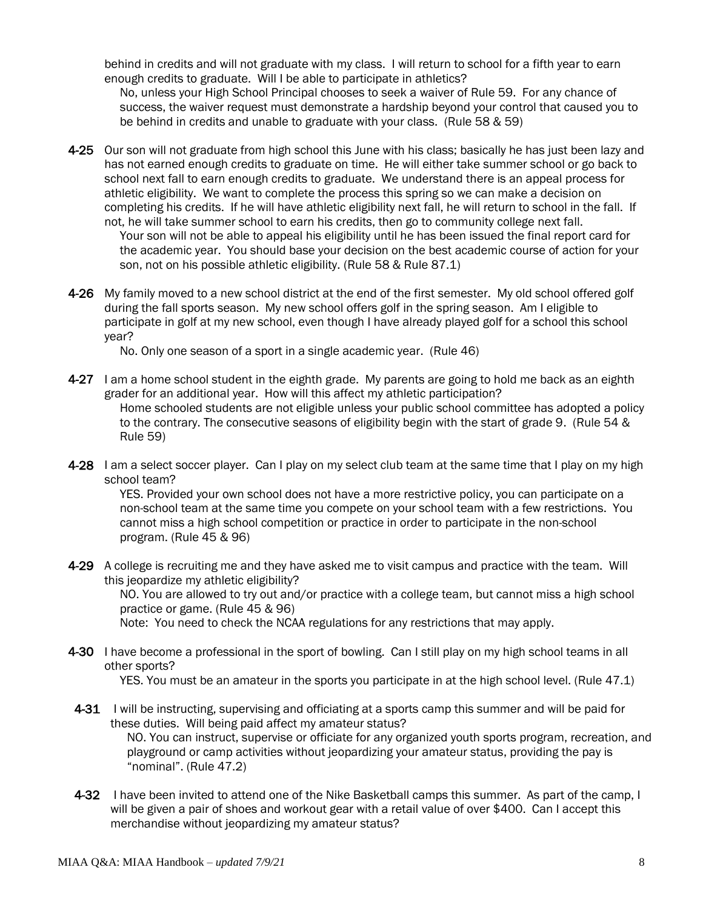behind in credits and will not graduate with my class. I will return to school for a fifth year to earn enough credits to graduate. Will I be able to participate in athletics?

No, unless your High School Principal chooses to seek a waiver of Rule 59. For any chance of success, the waiver request must demonstrate a hardship beyond your control that caused you to be behind in credits and unable to graduate with your class. (Rule 58 & 59)

**4-25** Our son will not graduate from high school this June with his class; basically he has just been lazy and has not earned enough credits to graduate on time. He will either take summer school or go back to school next fall to earn enough credits to graduate. We understand there is an appeal process for athletic eligibility. We want to complete the process this spring so we can make a decision on completing his credits. If he will have athletic eligibility next fall, he will return to school in the fall. If not, he will take summer school to earn his credits, then go to community college next fall.

Your son will not be able to appeal his eligibility until he has been issued the final report card for the academic year. You should base your decision on the best academic course of action for your son, not on his possible athletic eligibility. (Rule 58 & Rule 87.1)

**4-26** My family moved to a new school district at the end of the first semester. My old school offered golf during the fall sports season. My new school offers golf in the spring season. Am I eligible to participate in golf at my new school, even though I have already played golf for a school this school year?

No. Only one season of a sport in a single academic year. (Rule 46)

**4-27** I am a home school student in the eighth grade. My parents are going to hold me back as an eighth grader for an additional year. How will this affect my athletic participation?

Home schooled students are not eligible unless your public school committee has adopted a policy to the contrary. The consecutive seasons of eligibility begin with the start of grade 9. (Rule 54 & Rule 59)

**4-28** I am a select soccer player. Can I play on my select club team at the same time that I play on my high school team?

YES. Provided your own school does not have a more restrictive policy, you can participate on a non-school team at the same time you compete on your school team with a few restrictions. You cannot miss a high school competition or practice in order to participate in the non-school program. (Rule 45 & 96)

**4-29** A college is recruiting me and they have asked me to visit campus and practice with the team. Will this jeopardize my athletic eligibility?

NO. You are allowed to try out and/or practice with a college team, but cannot miss a high school practice or game. (Rule 45 & 96)

Note: You need to check the NCAA regulations for any restrictions that may apply.

**4-30** I have become a professional in the sport of bowling. Can I still play on my high school teams in all other sports?

YES. You must be an amateur in the sports you participate in at the high school level. (Rule 47.1)

**4-31** I will be instructing, supervising and officiating at a sports camp this summer and will be paid for these duties. Will being paid affect my amateur status?

NO. You can instruct, supervise or officiate for any organized youth sports program, recreation, and playground or camp activities without jeopardizing your amateur status, providing the pay is "nominal". (Rule 47.2)

**4-32** I have been invited to attend one of the Nike Basketball camps this summer. As part of the camp, I will be given a pair of shoes and workout gear with a retail value of over $400. Can I accept this merchandise without jeopardizing my amateur status?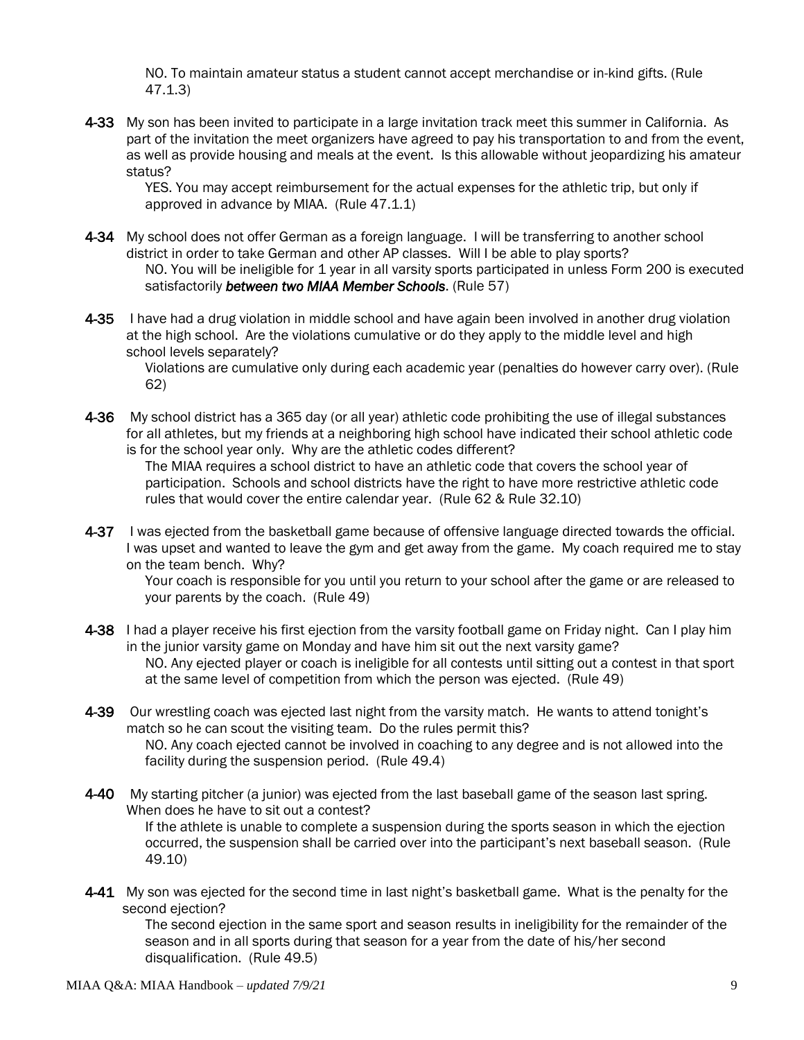NO. To maintain amateur status a student cannot accept merchandise or in-kind gifts. (Rule 47.1.3)

**4-33** My son has been invited to participate in a large invitation track meet this summer in California. As part of the invitation the meet organizers have agreed to pay his transportation to and from the event, as well as provide housing and meals at the event. Is this allowable without jeopardizing his amateur status?

YES. You may accept reimbursement for the actual expenses for the athletic trip, but only if approved in advance by MIAA. (Rule 47.1.1)

**4-34** My school does not offer German as a foreign language. I will be transferring to another school district in order to take German and other AP classes. Will I be able to play sports?

NO. You will be ineligible for 1 year in all varsity sports participated in unless Form 200 is executed satisfactorily ***between two MIAA Member Schools***. (Rule 57)

**4-35** I have had a drug violation in middle school and have again been involved in another drug violation at the high school. Are the violations cumulative or do they apply to the middle level and high school levels separately?

Violations are cumulative only during each academic year (penalties do however carry over). (Rule 62)

**4-36** My school district has a 365 day (or all year) athletic code prohibiting the use of illegal substances for all athletes, but my friends at a neighboring high school have indicated their school athletic code is for the school year only. Why are the athletic codes different?

The MIAA requires a school district to have an athletic code that covers the school year of participation. Schools and school districts have the right to have more restrictive athletic code rules that would cover the entire calendar year. (Rule 62 & Rule 32.10)

**4-37** I was ejected from the basketball game because of offensive language directed towards the official. I was upset and wanted to leave the gym and get away from the game. My coach required me to stay on the team bench. Why?

Your coach is responsible for you until you return to your school after the game or are released to your parents by the coach. (Rule 49)

**4-38** I had a player receive his first ejection from the varsity football game on Friday night. Can I play him in the junior varsity game on Monday and have him sit out the next varsity game?

NO. Any ejected player or coach is ineligible for all contests until sitting out a contest in that sport at the same level of competition from which the person was ejected. (Rule 49)

**4-39** Our wrestling coach was ejected last night from the varsity match. He wants to attend tonight's match so he can scout the visiting team. Do the rules permit this?

NO. Any coach ejected cannot be involved in coaching to any degree and is not allowed into the facility during the suspension period. (Rule 49.4)

**4-40** My starting pitcher (a junior) was ejected from the last baseball game of the season last spring. When does he have to sit out a contest?

If the athlete is unable to complete a suspension during the sports season in which the ejection occurred, the suspension shall be carried over into the participant's next baseball season. (Rule 49.10)

**4-41** My son was ejected for the second time in last night's basketball game. What is the penalty for the second ejection?

The second ejection in the same sport and season results in ineligibility for the remainder of the season and in all sports during that season for a year from the date of his/her second disqualification. (Rule 49.5)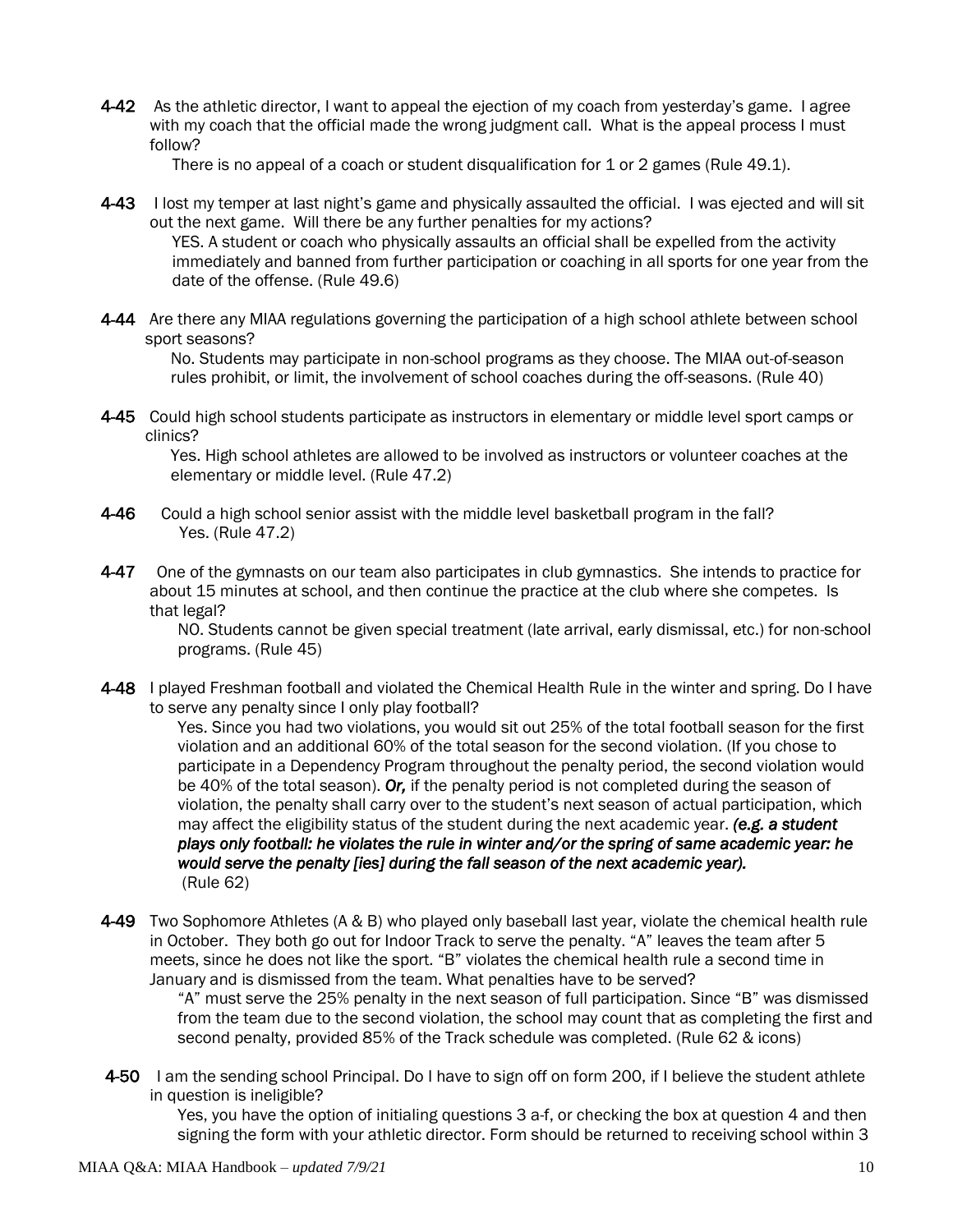**4-42** As the athletic director, I want to appeal the ejection of my coach from yesterday's game. I agree with my coach that the official made the wrong judgment call. What is the appeal process I must follow?

There is no appeal of a coach or student disqualification for 1 or 2 games (Rule 49.1).

**4-43** I lost my temper at last night's game and physically assaulted the official. I was ejected and will sit out the next game. Will there be any further penalties for my actions?

YES. A student or coach who physically assaults an official shall be expelled from the activity immediately and banned from further participation or coaching in all sports for one year from the date of the offense. (Rule 49.6)

**4-44** Are there any MIAA regulations governing the participation of a high school athlete between school sport seasons?

No. Students may participate in non-school programs as they choose. The MIAA out-of-season rules prohibit, or limit, the involvement of school coaches during the off-seasons. (Rule 40)

**4-45** Could high school students participate as instructors in elementary or middle level sport camps or clinics?

Yes. High school athletes are allowed to be involved as instructors or volunteer coaches at the elementary or middle level. (Rule 47.2)

**4-46** Could a high school senior assist with the middle level basketball program in the fall?

Yes. (Rule 47.2)

**4-47** One of the gymnasts on our team also participates in club gymnastics. She intends to practice for about 15 minutes at school, and then continue the practice at the club where she competes. Is that legal?

NO. Students cannot be given special treatment (late arrival, early dismissal, etc.) for non-school programs. (Rule 45)

**4-48** I played Freshman football and violated the Chemical Health Rule in the winter and spring. Do I have to serve any penalty since I only play football?

Yes. Since you had two violations, you would sit out 25% of the total football season for the first violation and an additional 60% of the total season for the second violation. (If you chose to participate in a Dependency Program throughout the penalty period, the second violation would be 40% of the total season). ***Or,*** if the penalty period is not completed during the season of violation, the penalty shall carry over to the student's next season of actual participation, which may affect the eligibility status of the student during the next academic year. ***(e.g. a student plays only football: he violates the rule in winter and/or the spring of same academic year: he would serve the penalty [ies] during the fall season of the next academic year).*** (Rule 62)

**4-49** Two Sophomore Athletes (A & B) who played only baseball last year, violate the chemical health rule in October. They both go out for Indoor Track to serve the penalty. "A" leaves the team after 5 meets, since he does not like the sport. "B" violates the chemical health rule a second time in January and is dismissed from the team. What penalties have to be served?

"A" must serve the 25% penalty in the next season of full participation. Since "B" was dismissed from the team due to the second violation, the school may count that as completing the first and second penalty, provided 85% of the Track schedule was completed. (Rule 62 & icons)

**4-50** I am the sending school Principal. Do I have to sign off on form 200, if I believe the student athlete in question is ineligible?

Yes, you have the option of initialing questions 3 a-f, or checking the box at question 4 and then signing the form with your athletic director. Form should be returned to receiving school within 3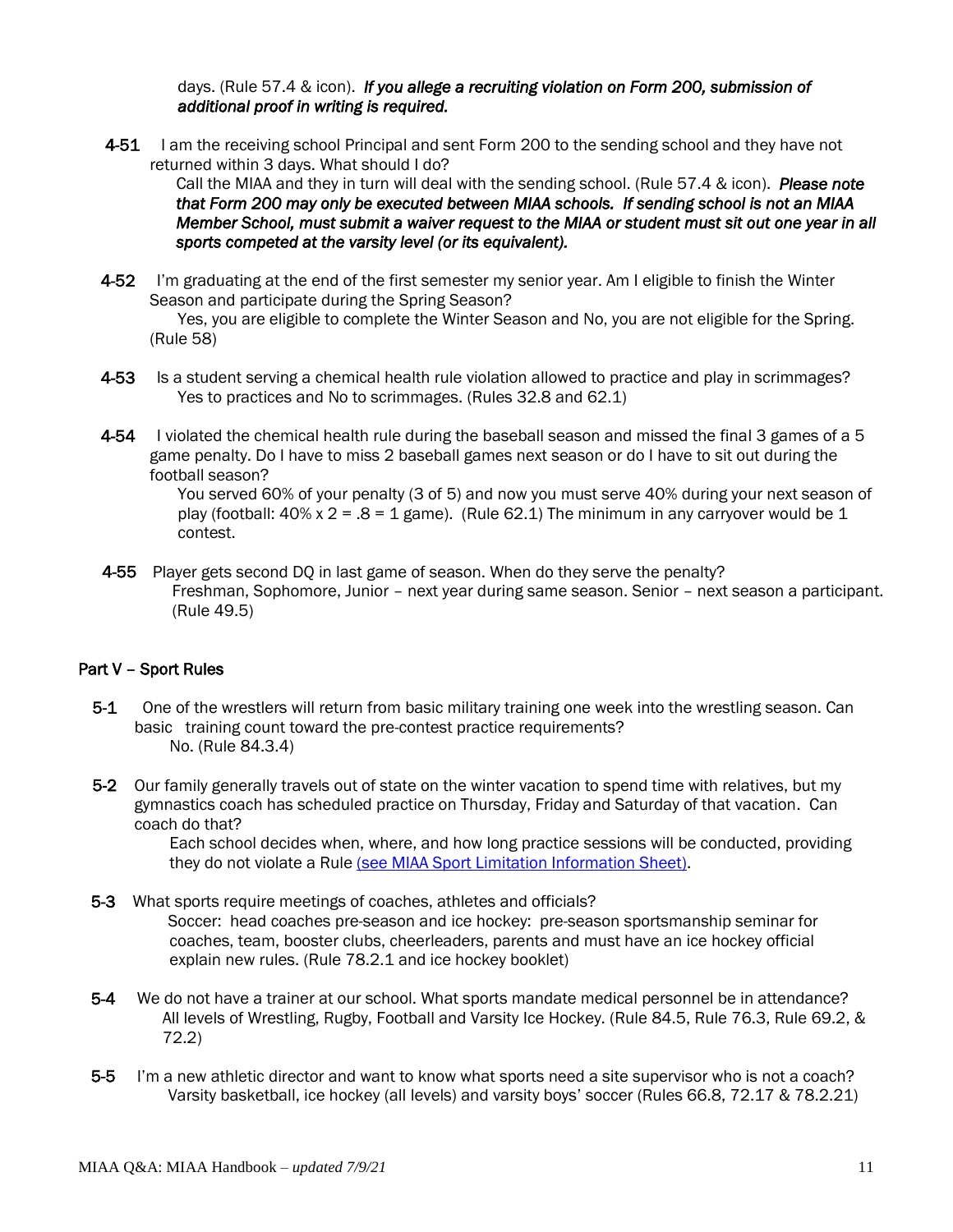days. (Rule 57.4 & icon). ***If you allege a recruiting violation on Form 200, submission of additional proof in writing is required.***

**4-51** I am the receiving school Principal and sent Form 200 to the sending school and they have not returned within 3 days. What should I do?

Call the MIAA and they in turn will deal with the sending school. (Rule 57.4 & icon). ***Please note that Form 200 may only be executed between MIAA schools. If sending school is not an MIAA Member School, must submit a waiver request to the MIAA or student must sit out one year in all sports competed at the varsity level (or its equivalent).***

**4-52** I'm graduating at the end of the first semester my senior year. Am I eligible to finish the Winter Season and participate during the Spring Season?

Yes, you are eligible to complete the Winter Season and No, you are not eligible for the Spring. (Rule 58)

**4-53** Is a student serving a chemical health rule violation allowed to practice and play in scrimmages?

Yes to practices and No to scrimmages. (Rules 32.8 and 62.1)

**4-54** I violated the chemical health rule during the baseball season and missed the final 3 games of a 5 game penalty. Do I have to miss 2 baseball games next season or do I have to sit out during the football season?

You served 60% of your penalty (3 of 5) and now you must serve 40% during your next season of play (football: 40% x 2 = .8 = 1 game). (Rule 62.1) The minimum in any carryover would be 1 contest.

**4-55** Player gets second DQ in last game of season. When do they serve the penalty?

Freshman, Sophomore, Junior – next year during same season. Senior – next season a participant. (Rule 49.5)

## Part V – Sport Rules

**5-1** One of the wrestlers will return from basic military training one week into the wrestling season. Can basic training count toward the pre-contest practice requirements?

No. (Rule 84.3.4)

**5-2** Our family generally travels out of state on the winter vacation to spend time with relatives, but my gymnastics coach has scheduled practice on Thursday, Friday and Saturday of that vacation. Can coach do that?

Each school decides when, where, and how long practice sessions will be conducted, providing they do not violate a Rule (see MIAA Sport Limitation Information Sheet).

**5-3** What sports require meetings of coaches, athletes and officials?

Soccer: head coaches pre-season and ice hockey: pre-season sportsmanship seminar for coaches, team, booster clubs, cheerleaders, parents and must have an ice hockey official explain new rules. (Rule 78.2.1 and ice hockey booklet)

**5-4** We do not have a trainer at our school. What sports mandate medical personnel be in attendance?

All levels of Wrestling, Rugby, Football and Varsity Ice Hockey. (Rule 84.5, Rule 76.3, Rule 69.2, & 72.2)

**5-5** I'm a new athletic director and want to know what sports need a site supervisor who is not a coach?

Varsity basketball, ice hockey (all levels) and varsity boys' soccer (Rules 66.8, 72.17 & 78.2.21)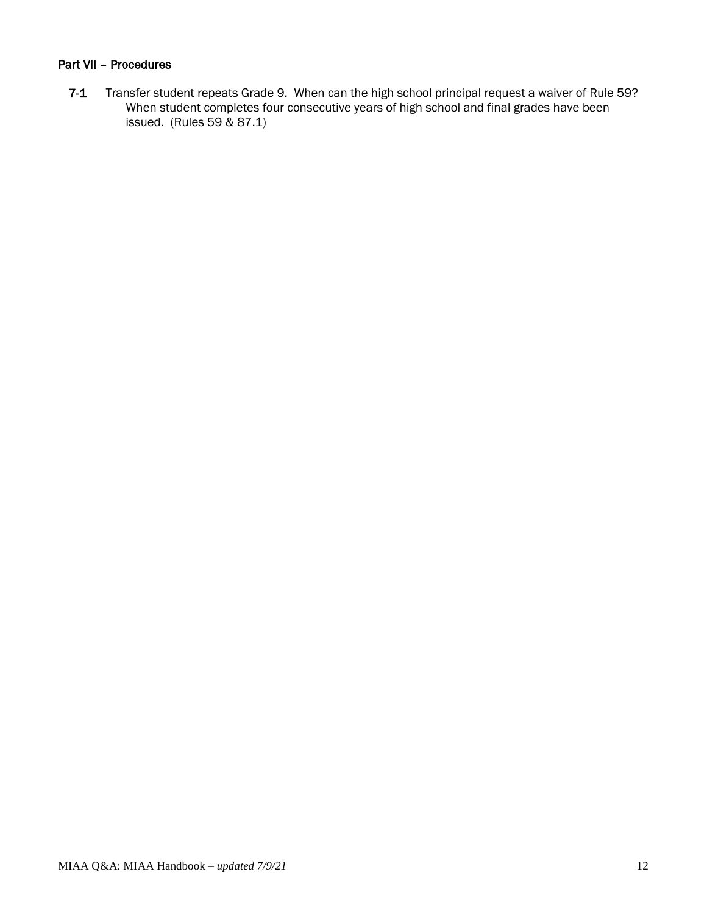### Part VII – Procedures

**7-1** Transfer student repeats Grade 9. When can the high school principal request a waiver of Rule 59?
When student completes four consecutive years of high school and final grades have been issued. (Rules 59 & 87.1)